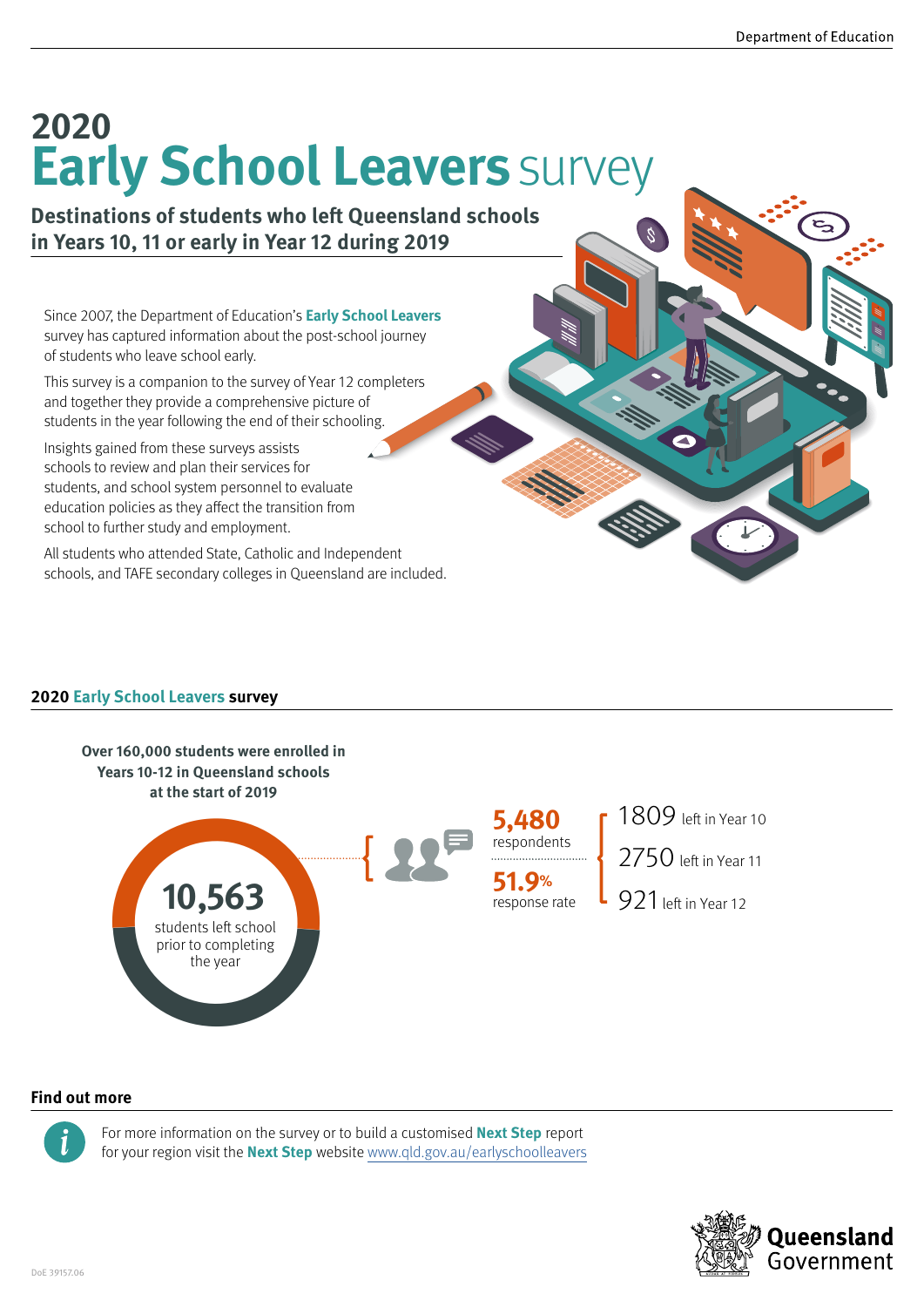# 2020 Early School Leavers survey

## Destinations of students who left Queensland schools in Years 10, 11 or early in Year 12 during 2019

Since 2007, the Department of Education's **Early School Leavers** survey has captured information about the post-school journey of students who leave school early.

This survey is a companion to the survey of Year 12 completers and together they provide a comprehensive picture of students in the year following the end of their schooling.

Insights gained from these surveys assists schools to review and plan their services for students, and school system personnel to evaluate education policies as they affect the transition from school to further study and employment.

All students who attended State, Catholic and Independent schools, and TAFE secondary colleges in Queensland are included.

## 2020 Early School Leavers survey

**Over 160,000 students were enrolled in Years 10-12 in Queensland schools at the start of 2019**

**10,563** students left school prior to completing the year

**5,480** respondents

**51.9%** response rate

- 1809 left in Year 10
- 2750 left in Year 11
- 921 left in Year 12

## Find out more

For more information on the survey or to build a customised **Next Step** report for your region visit the **Next Step** website www.qld.gov.au/earlyschoolleavers

DoE 39157.06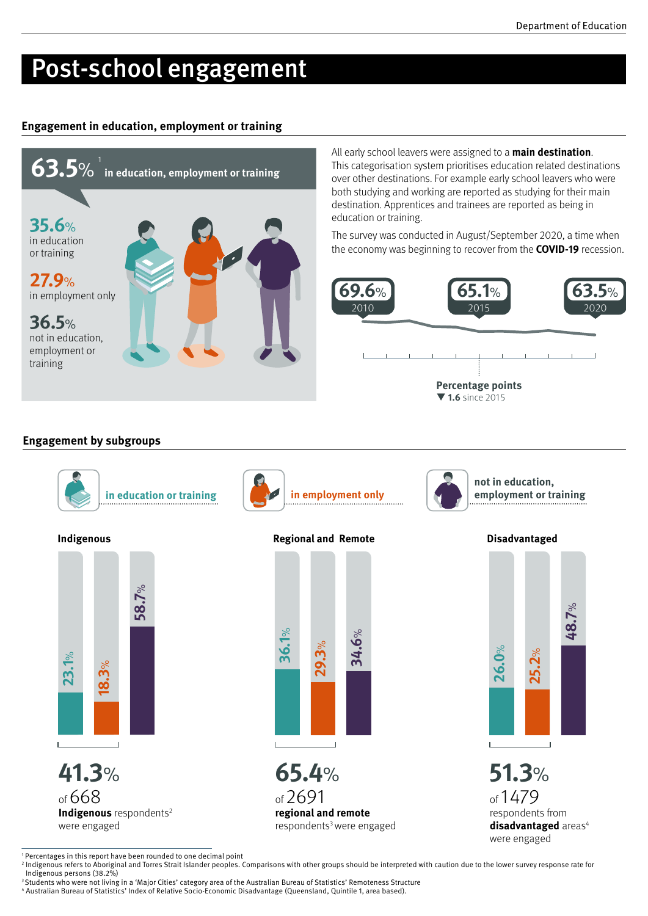# Post-school engagement

## Engagement in education, employment or training

**63.5%**[1] **in education, employment or training**

**35.6%** in education or training

**27.9%** in employment only

**36.5%** not in education, employment or training

All early school leavers were assigned to a **main destination**. This categorisation system prioritises education related destinations over other destinations. For example early school leavers who were both studying and working are reported as studying for their main destination. Apprentices and trainees are reported as being in education or training.

The survey was conducted in August/September 2020, a time when the economy was beginning to recover from the **COVID-19** recession.

| 2010 | 2015 | 2020 |
|---|---|---|
| 69.6% | 65.1% | 63.5% |

**Percentage points**
▼ **1.6** since 2015

## Engagement by subgroups

| | in education or training | in employment only | not in education, employment or training |
|---|---|---|---|
| **Indigenous** | 23.1% | 18.3% | 58.7% |
| **Regional and Remote** | 36.1% | 29.3% | 34.6% |
| **Disadvantaged** | 26.0% | 25.2% | 48.7% |

**41.3%** of 668 **Indigenous** respondents[2] were engaged

**65.4%** of 2691 **regional and remote** respondents[3] were engaged

**51.3%** of 1479 respondents from **disadvantaged** areas[4] were engaged

[1] Percentages in this report have been rounded to one decimal point
[2] Indigenous refers to Aboriginal and Torres Strait Islander peoples. Comparisons with other groups should be interpreted with caution due to the lower survey response rate for Indigenous persons (38.2%)
[3] Students who were not living in a 'Major Cities' category area of the Australian Bureau of Statistics' Remoteness Structure
[4] Australian Bureau of Statistics' Index of Relative Socio-Economic Disadvantage (Queensland, Quintile 1, area based).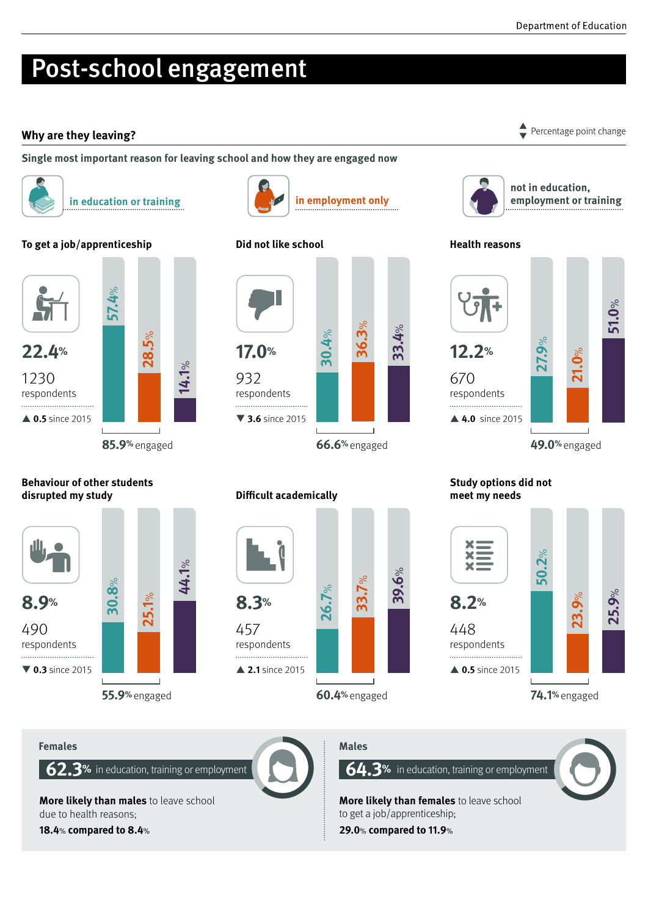# Post-school engagement

## Why are they leaving?

▲▼ Percentage point change

**Single most important reason for leaving school and how they are engaged now**

Legend: in education or training | in employment only | not in education, employment or training

### To get a job/apprenticeship

**22.4%**

1230 respondents

▲ **0.5** since 2015

| In education or training | In employment only | Not in education, employment or training |
|---|---|---|
| 57.4% | 28.5% | 14.1% |

**85.9%** engaged

### Did not like school

**17.0%**

932 respondents

▼ **3.6** since 2015

| In education or training | In employment only | Not in education, employment or training |
|---|---|---|
| 30.4% | 36.3% | 33.4% |

**66.6%** engaged

### Health reasons

**12.2%**

670 respondents

▲ **4.0** since 2015

| In education or training | In employment only | Not in education, employment or training |
|---|---|---|
| 27.9% | 21.0% | 51.0% |

**49.0%** engaged

### Behaviour of other students disrupted my study

**8.9%**

490 respondents

▼ **0.3** since 2015

| In education or training | In employment only | Not in education, employment or training |
|---|---|---|
| 30.8% | 25.1% | 44.1% |

**55.9%** engaged

### Difficult academically

**8.3%**

457 respondents

▲ **2.1** since 2015

| In education or training | In employment only | Not in education, employment or training |
|---|---|---|
| 26.7% | 33.7% | 39.6% |

**60.4%** engaged

### Study options did not meet my needs

**8.2%**

448 respondents

▲ **0.5** since 2015

| In education or training | In employment only | Not in education, employment or training |
|---|---|---|
| 50.2% | 23.9% | 25.9% |

**74.1%** engaged

### Females

**62.3%** in education, training or employment

**More likely than males** to leave school due to health reasons;

**18.4%** compared to **8.4%**

### Males

**64.3%** in education, training or employment

**More likely than females** to leave school to get a job/apprenticeship;

**29.0%** compared to **11.9%**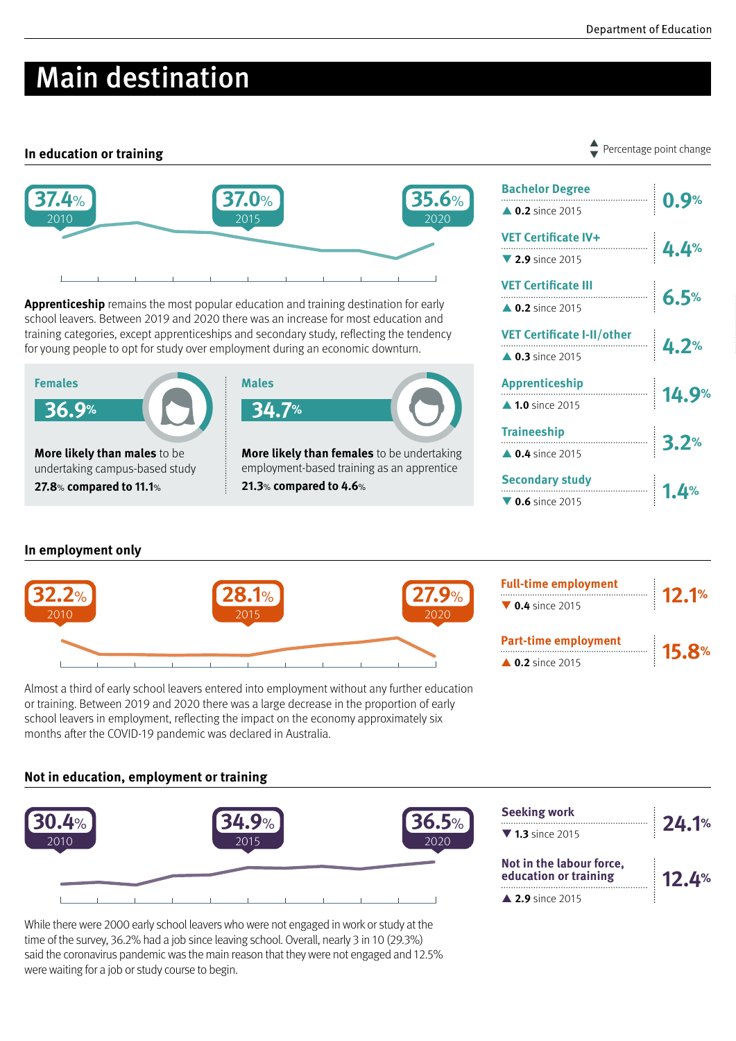# Main destination

## In education or training

▲▼ Percentage point change

| 2010 | 2015 | 2020 |
|---|---|---|
| 37.4% | 37.0% | 35.6% |

**Apprenticeship** remains the most popular education and training destination for early school leavers. Between 2019 and 2020 there was an increase for most education and training categories, except apprenticeships and secondary study, reflecting the tendency for young people to opt for study over employment during an economic downturn.

**Females**

**36.9%**

**More likely than males** to be undertaking campus-based study

**27.8% compared to 11.1%**

**Males**

**34.7%**

**More likely than females** to be undertaking employment-based training as an apprentice

**21.3% compared to 4.6%**

| Category | Change | Percentage |
|---|---|---|
| Bachelor Degree | ▲ 0.2 since 2015 | 0.9% |
| VET Certificate IV+ | ▼ 2.9 since 2015 | 4.4% |
| VET Certificate III | ▲ 0.2 since 2015 | 6.5% |
| VET Certificate I-II/other | ▲ 0.3 since 2015 | 4.2% |
| Apprenticeship | ▲ 1.0 since 2015 | 14.9% |
| Traineeship | ▲ 0.4 since 2015 | 3.2% |
| Secondary study | ▼ 0.6 since 2015 | 1.4% |

## In employment only

| 2010 | 2015 | 2020 |
|---|---|---|
| 32.2% | 28.1% | 27.9% |

Almost a third of early school leavers entered into employment without any further education or training. Between 2019 and 2020 there was a large decrease in the proportion of early school leavers in employment, reflecting the impact on the economy approximately six months after the COVID-19 pandemic was declared in Australia.

| Category | Change | Percentage |
|---|---|---|
| Full-time employment | ▼ 0.4 since 2015 | 12.1% |
| Part-time employment | ▲ 0.2 since 2015 | 15.8% |

## Not in education, employment or training

| 2010 | 2015 | 2020 |
|---|---|---|
| 30.4% | 34.9% | 36.5% |

While there were 2000 early school leavers who were not engaged in work or study at the time of the survey, 36.2% had a job since leaving school. Overall, nearly 3 in 10 (29.3%) said the coronavirus pandemic was the main reason that they were not engaged and 12.5% were waiting for a job or study course to begin.

| Category | Change | Percentage |
|---|---|---|
| Seeking work | ▼ 1.3 since 2015 | 24.1% |
| Not in the labour force, education or training | ▲ 2.9 since 2015 | 12.4% |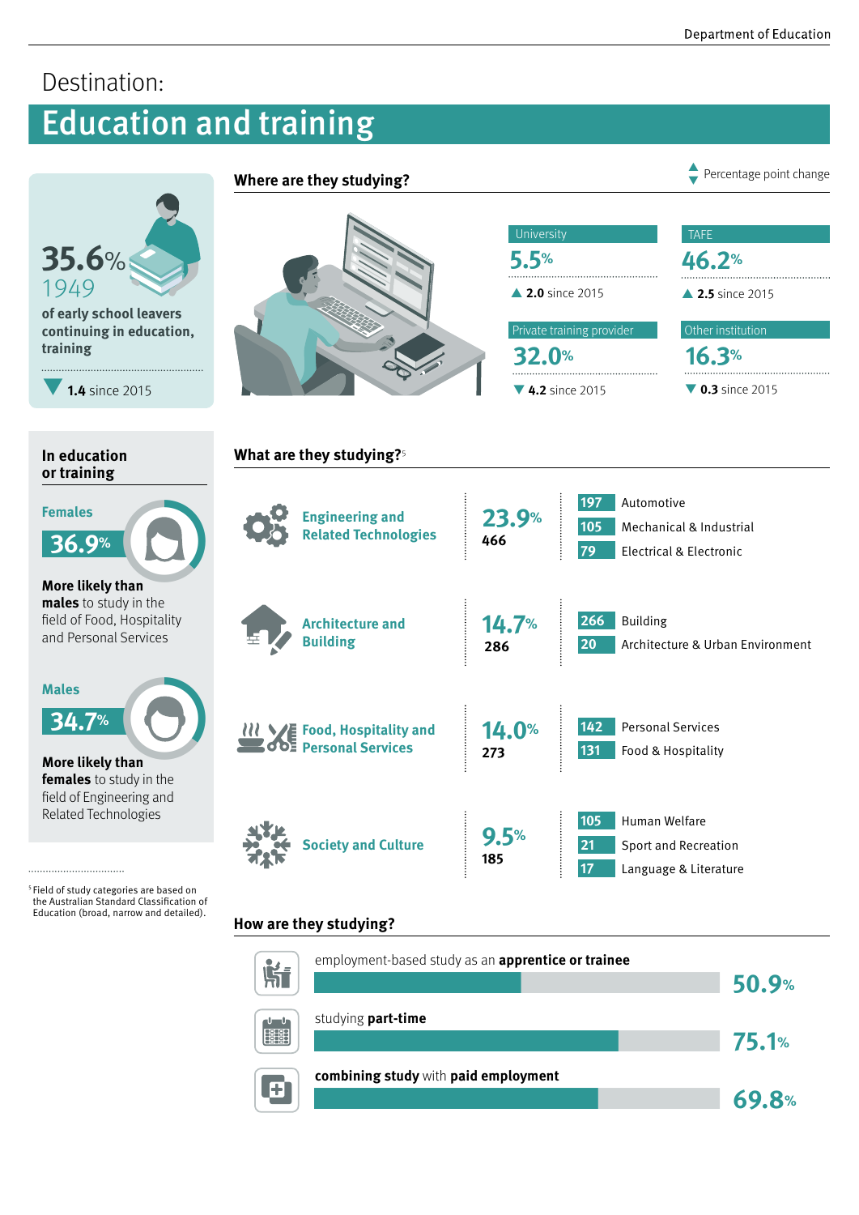Destination:

# Education and training

**35.6%**
1949
**of early school leavers continuing in education, training**

▼ **1.4** since 2015

## Where are they studying?

▲▼ Percentage point change

| University | TAFE |
|---|---|
| **5.5%** | **46.2%** |
| ▲ **2.0** since 2015 | ▲ **2.5** since 2015 |

| Private training provider | Other institution |
|---|---|
| **32.0%** | **16.3%** |
| ▼ **4.2** since 2015 | ▼ **0.3** since 2015 |

## In education or training

**Females**
**36.9%**
**More likely than males** to study in the field of Food, Hospitality and Personal Services

**Males**
**34.7%**
**More likely than females** to study in the field of Engineering and Related Technologies

## What are they studying?[5]

| Field | % | Number | Detailed |
|---|---|---|---|
| Engineering and Related Technologies | 23.9% | 466 | 197 Automotive; 105 Mechanical & Industrial; 79 Electrical & Electronic |
| Architecture and Building | 14.7% | 286 | 266 Building; 20 Architecture & Urban Environment |
| Food, Hospitality and Personal Services | 14.0% | 273 | 142 Personal Services; 131 Food & Hospitality |
| Society and Culture | 9.5% | 185 | 105 Human Welfare; 21 Sport and Recreation; 17 Language & Literature |

[5] Field of study categories are based on the Australian Standard Classification of Education (broad, narrow and detailed).

## How are they studying?

- employment-based study as an **apprentice or trainee** — **50.9%**
- studying **part-time** — **75.1%**
- **combining study** with **paid employment** — **69.8%**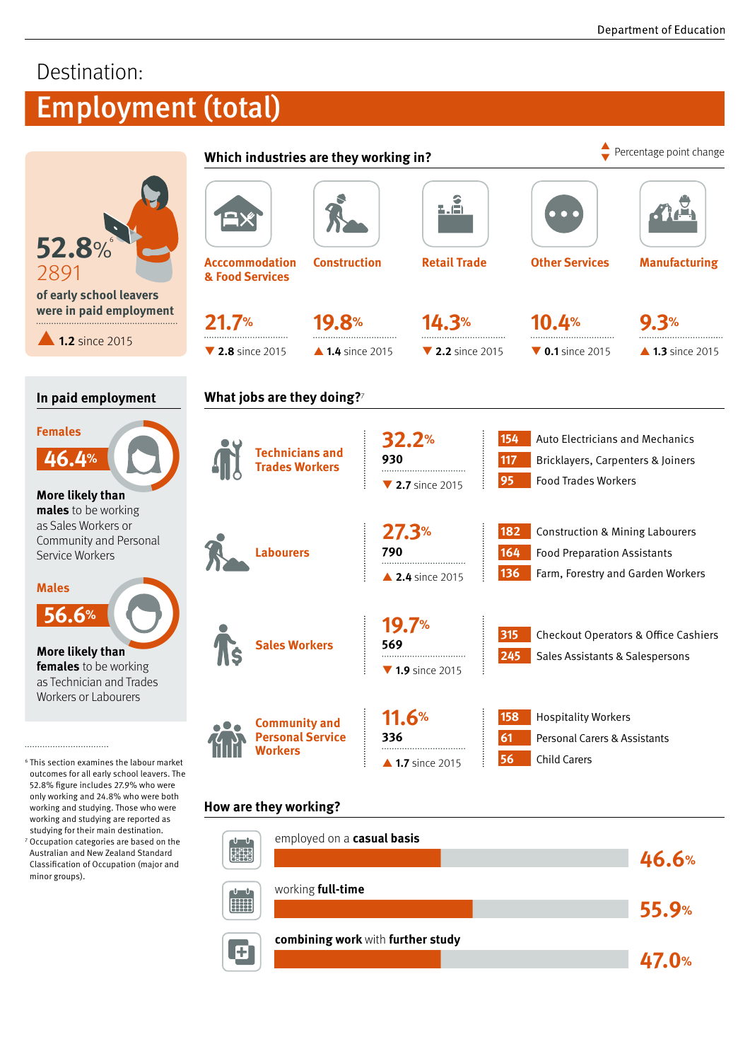# Destination: Employment (total)

**52.8%**[6]
2891
**of early school leavers were in paid employment**

▲ **1.2** since 2015

## Which industries are they working in?

▲▼ Percentage point change

| Industry | Percentage | Change since 2015 |
|---|---|---|
| Acccommodation & Food Services | 21.7% | ▼ **2.8** since 2015 |
| Construction | 19.8% | ▲ **1.4** since 2015 |
| Retail Trade | 14.3% | ▼ **2.2** since 2015 |
| Other Services | 10.4% | ▼ **0.1** since 2015 |
| Manufacturing | 9.3% | ▲ **1.3** since 2015 |

## In paid employment

**Females**
**46.4%**
**More likely than males** to be working as Sales Workers or Community and Personal Service Workers

**Males**
**56.6%**
**More likely than females** to be working as Technician and Trades Workers or Labourers

## What jobs are they doing?[7]

**Technicians and Trades Workers**
**32.2%**
**930**
▼ **2.7** since 2015

- 154 Auto Electricians and Mechanics
- 117 Bricklayers, Carpenters & Joiners
- 95 Food Trades Workers

**Labourers**
**27.3%**
**790**
▲ **2.4** since 2015

- 182 Construction & Mining Labourers
- 164 Food Preparation Assistants
- 136 Farm, Forestry and Garden Workers

**Sales Workers**
**19.7%**
**569**
▼ **1.9** since 2015

- 315 Checkout Operators & Office Cashiers
- 245 Sales Assistants & Salespersons

**Community and Personal Service Workers**
**11.6%**
**336**
▲ **1.7** since 2015

- 158 Hospitality Workers
- 61 Personal Carers & Assistants
- 56 Child Carers

## How are they working?

- employed on a **casual basis** — **46.6%**
- working **full-time** — **55.9%**
- **combining work** with **further study** — **47.0%**

[6] This section examines the labour market outcomes for all early school leavers. The 52.8% figure includes 27.9% who were only working and 24.8% who were both working and studying. Those who were working and studying are reported as studying for their main destination.

[7] Occupation categories are based on the Australian and New Zealand Standard Classification of Occupation (major and minor groups).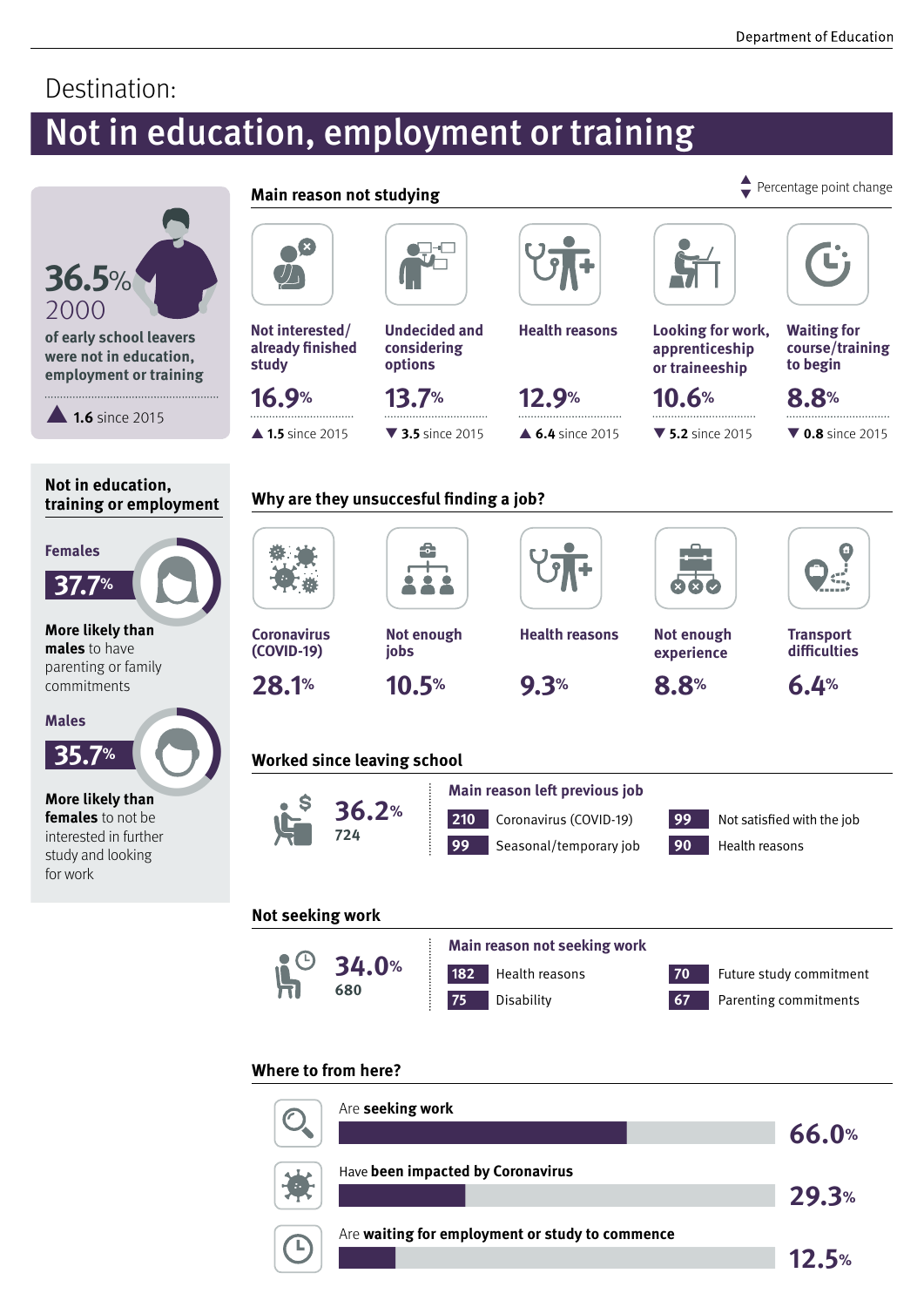# Destination:

# Not in education, employment or training

**36.5%**
2000
**of early school leavers were not in education, employment or training**

▲ **1.6** since 2015

## Main reason not studying

▲▼ Percentage point change

| Not interested/ already finished study | Undecided and considering options | Health reasons | Looking for work, apprenticeship or traineeship | Waiting for course/training to begin |
|---|---|---|---|---|
| 16.9% | 13.7% | 12.9% | 10.6% | 8.8% |
| ▲ **1.5** since 2015 | ▼ **3.5** since 2015 | ▲ **6.4** since 2015 | ▼ **5.2** since 2015 | ▼ **0.8** since 2015 |

## Not in education, training or employment

**Females**

**37.7%**

**More likely than males** to have parenting or family commitments

**Males**

**35.7%**

**More likely than females** to not be interested in further study and looking for work

## Why are they unsuccesful finding a job?

| Coronavirus (COVID-19) | Not enough jobs | Health reasons | Not enough experience | Transport difficulties |
|---|---|---|---|---|
| 28.1% | 10.5% | 9.3% | 8.8% | 6.4% |

## Worked since leaving school

**36.2%**
724

**Main reason left previous job**

| | | | |
|---|---|---|---|
| 210 | Coronavirus (COVID-19) | 99 | Not satisfied with the job |
| 99 | Seasonal/temporary job | 90 | Health reasons |

## Not seeking work

**34.0%**
680

**Main reason not seeking work**

| | | | |
|---|---|---|---|
| 182 | Health reasons | 70 | Future study commitment |
| 75 | Disability | 67 | Parenting commitments |

## Where to from here?

Are **seeking work**
**66.0%**

Have **been impacted by Coronavirus**
**29.3%**

Are **waiting for employment or study to commence**
**12.5%**